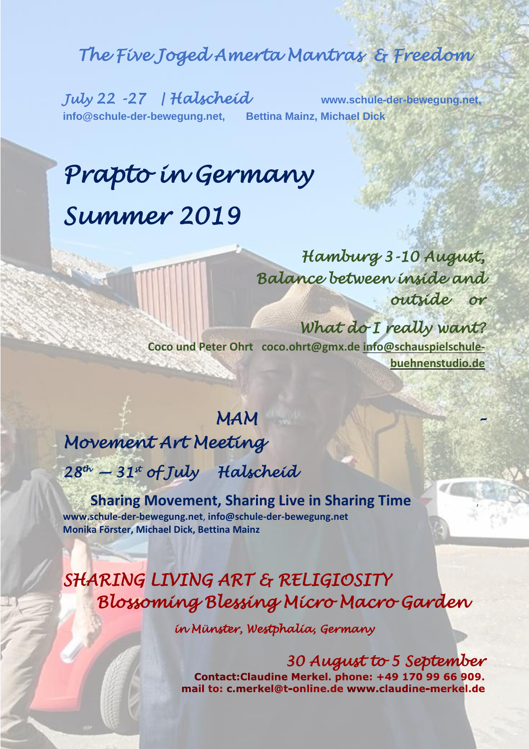## *The Five Joged Amerta Mantras & Freedom*

*July 22 -27 | Halscheid* www.schule-der-bewegung.net, info@schule-der-bewegung.net, Bettina Mainz, Michael Dick

# *Prapto in Germany Summer 2019*

### *Hamburg 3-10 August, Balance between inside and outside or*

### *What do I really want?*

**Coco und Peter Ohrt coco.ohrt@gmx.de info@schauspielschule-buehnenstudio.de**

### *MAM – Movement Art Meeting*

### *28th – 31st of July Halscheid*

**Sharing Movement, Sharing Live in Sharing Time**

**www.schule-der-bewegung.net, info@schule-der-bewegung.net**
**Monika Förster, Michael Dick, Bettina Mainz**

## *SHARING LIVING ART & RELIGIOSITY Blossoming Blessing Micro Macro Garden*

*in Münster, Westphalia, Germany*

### *30 August to 5 September*

**Contact:Claudine Merkel. phone: +49 170 99 66 909. mail to: c.merkel@t-online.de www.claudine-merkel.de**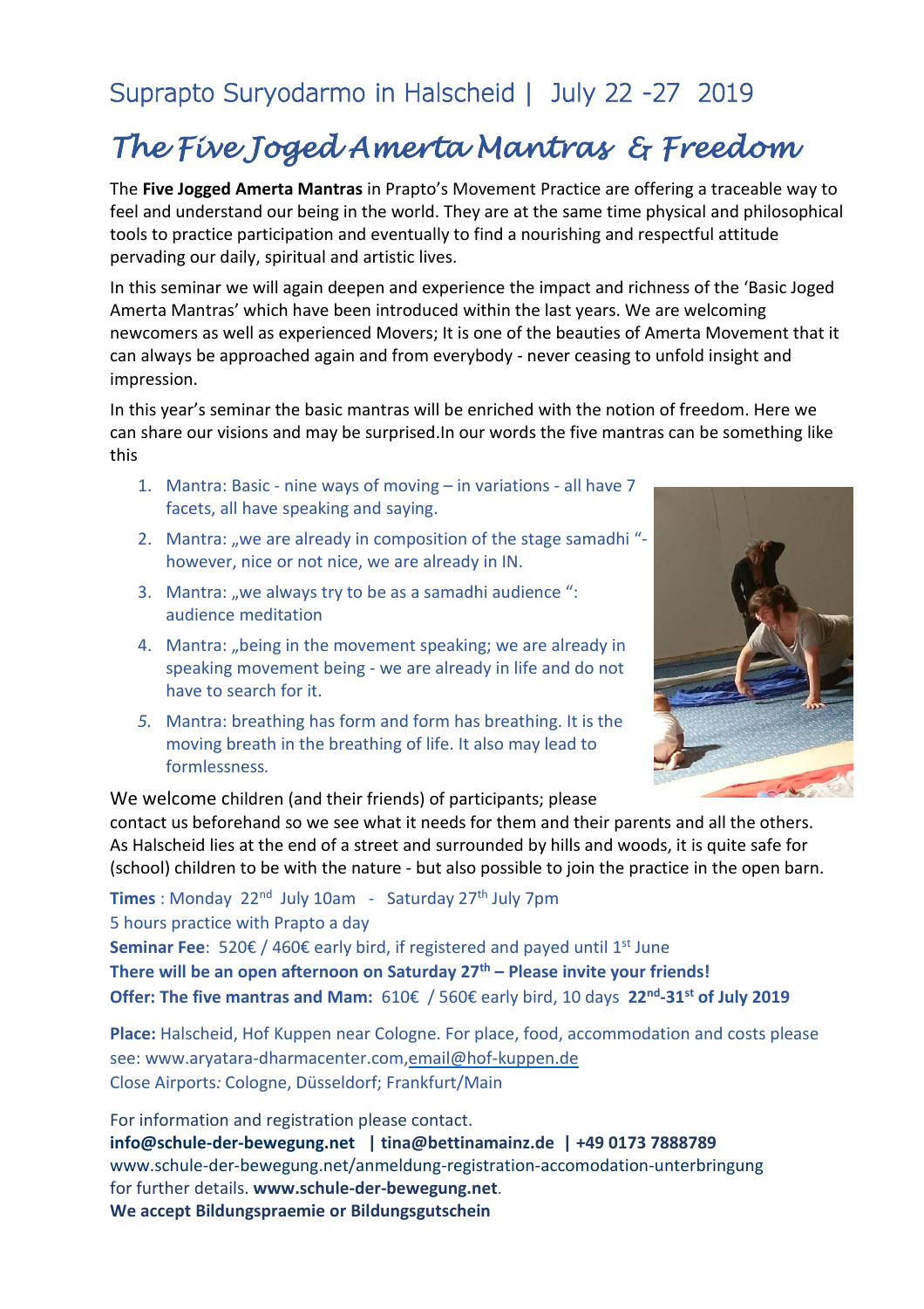## Suprapto Suryodarmo in Halscheid | July 22 -27 2019

# *The Five Joged Amerta Mantras & Freedom*

The **Five Jogged Amerta Mantras** in Prapto's Movement Practice are offering a traceable way to feel and understand our being in the world. They are at the same time physical and philosophical tools to practice participation and eventually to find a nourishing and respectful attitude pervading our daily, spiritual and artistic lives.

In this seminar we will again deepen and experience the impact and richness of the 'Basic Joged Amerta Mantras' which have been introduced within the last years. We are welcoming newcomers as well as experienced Movers; It is one of the beauties of Amerta Movement that it can always be approached again and from everybody - never ceasing to unfold insight and impression.

In this year's seminar the basic mantras will be enriched with the notion of freedom. Here we can share our visions and may be surprised.In our words the five mantras can be something like this

1. Mantra: Basic - nine ways of moving – in variations - all have 7 facets, all have speaking and saying.
2. Mantra: „we are already in composition of the stage samadhi "- however, nice or not nice, we are already in IN.
3. Mantra: „we always try to be as a samadhi audience ": audience meditation
4. Mantra: „being in the movement speaking; we are already in speaking movement being - we are already in life and do not have to search for it.
5. *Mantra: breathing has form and form has breathing. It is the moving breath in the breathing of life. It also may lead to formlessness.*

We welcome children (and their friends) of participants; please contact us beforehand so we see what it needs for them and their parents and all the others. As Halscheid lies at the end of a street and surrounded by hills and woods, it is quite safe for (school) children to be with the nature - but also possible to join the practice in the open barn.

**Times** : Monday 22nd July 10am - Saturday 27th July 7pm
5 hours practice with Prapto a day
**Seminar Fee**: 520€ / 460€ early bird, if registered and payed until 1st June
**There will be an open afternoon on Saturday 27th – Please invite your friends!**
**Offer: The five mantras and Mam:** 610€ / 560€ early bird, 10 days **22nd-31st of July 2019**

**Place:** Halscheid, Hof Kuppen near Cologne. For place, food, accommodation and costs please see: www.aryatara-dharmacenter.com,email@hof-kuppen.de
Close Airports*:* Cologne, Düsseldorf; Frankfurt/Main

For information and registration please contact.
**info@schule-der-bewegung.net | tina@bettinamainz.de | +49 0173 7888789**
www.schule-der-bewegung.net/anmeldung-registration-accomodation-unterbringung
for further details. **www.schule-der-bewegung.net**.
**We accept Bildungspraemie or Bildungsgutschein**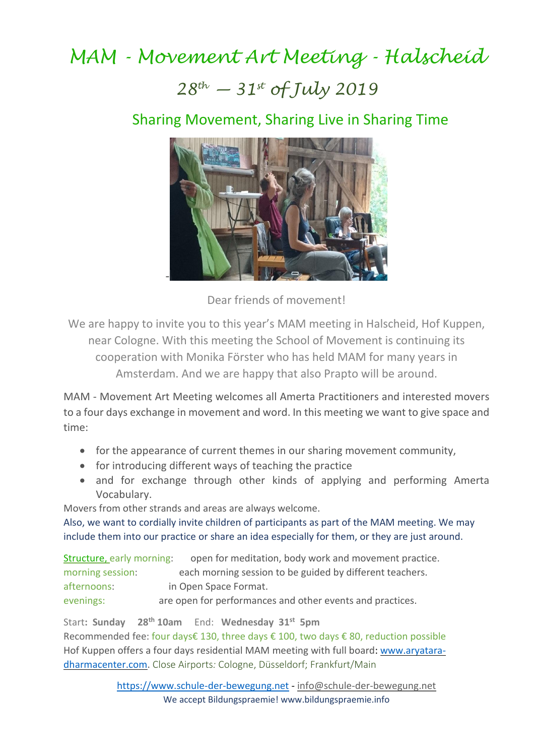# MAM - Movement Art Meeting - Halscheid

## 28th – 31st of July 2019

### Sharing Movement, Sharing Live in Sharing Time

Dear friends of movement!

We are happy to invite you to this year's MAM meeting in Halscheid, Hof Kuppen, near Cologne. With this meeting the School of Movement is continuing its cooperation with Monika Förster who has held MAM for many years in Amsterdam. And we are happy that also Prapto will be around.

MAM - Movement Art Meeting welcomes all Amerta Practitioners and interested movers to a four days exchange in movement and word. In this meeting we want to give space and time:

- for the appearance of current themes in our sharing movement community,
- for introducing different ways of teaching the practice
- and for exchange through other kinds of applying and performing Amerta Vocabulary.

Movers from other strands and areas are always welcome.

Also, we want to cordially invite children of participants as part of the MAM meeting. We may include them into our practice or share an idea especially for them, or they are just around.

Structure, early morning: open for meditation, body work and movement practice.
morning session: each morning session to be guided by different teachers.
afternoons: in Open Space Format.
evenings: are open for performances and other events and practices.

Start: **Sunday 28th 10am** End: **Wednesday 31st 5pm**

Recommended fee: four days€ 130, three days € 100, two days € 80, reduction possible

Hof Kuppen offers a four days residential MAM meeting with full board: www.aryatara-dharmacenter.com. Close Airports: Cologne, Düsseldorf; Frankfurt/Main

https://www.schule-der-bewegung.net - info@schule-der-bewegung.net

We accept Bildungspraemie! www.bildungspraemie.info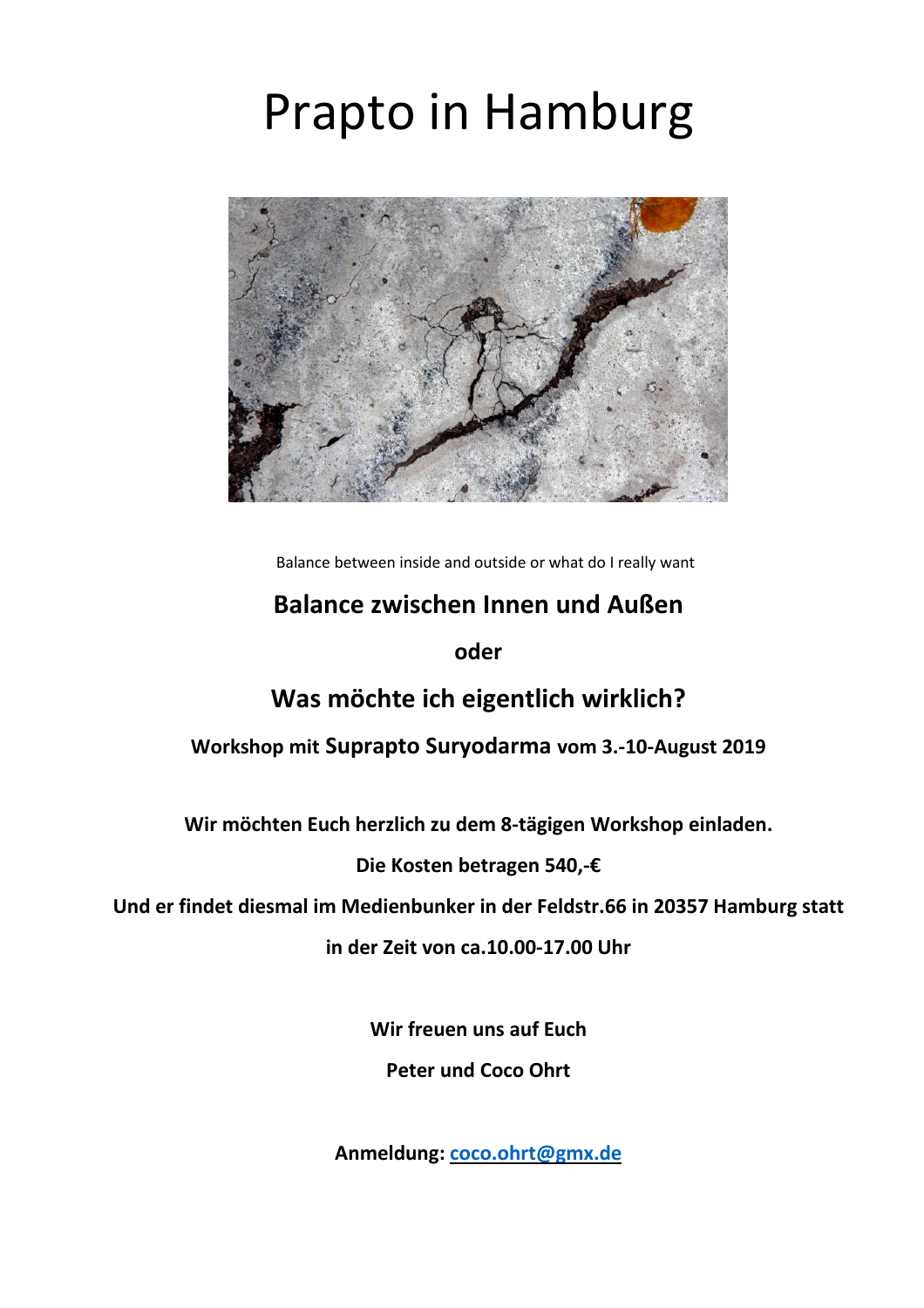# Prapto in Hamburg

Balance between inside and outside or what do I really want

## Balance zwischen Innen und Außen

**oder**

## Was möchte ich eigentlich wirklich?

**Workshop mit Suprapto Suryodarma vom 3.-10-August 2019**

**Wir möchten Euch herzlich zu dem 8-tägigen Workshop einladen.**

**Die Kosten betragen 540,-€**

**Und er findet diesmal im Medienbunker in der Feldstr.66 in 20357 Hamburg statt**

**in der Zeit von ca.10.00-17.00 Uhr**

**Wir freuen uns auf Euch**

**Peter und Coco Ohrt**

**Anmeldung: coco.ohrt@gmx.de**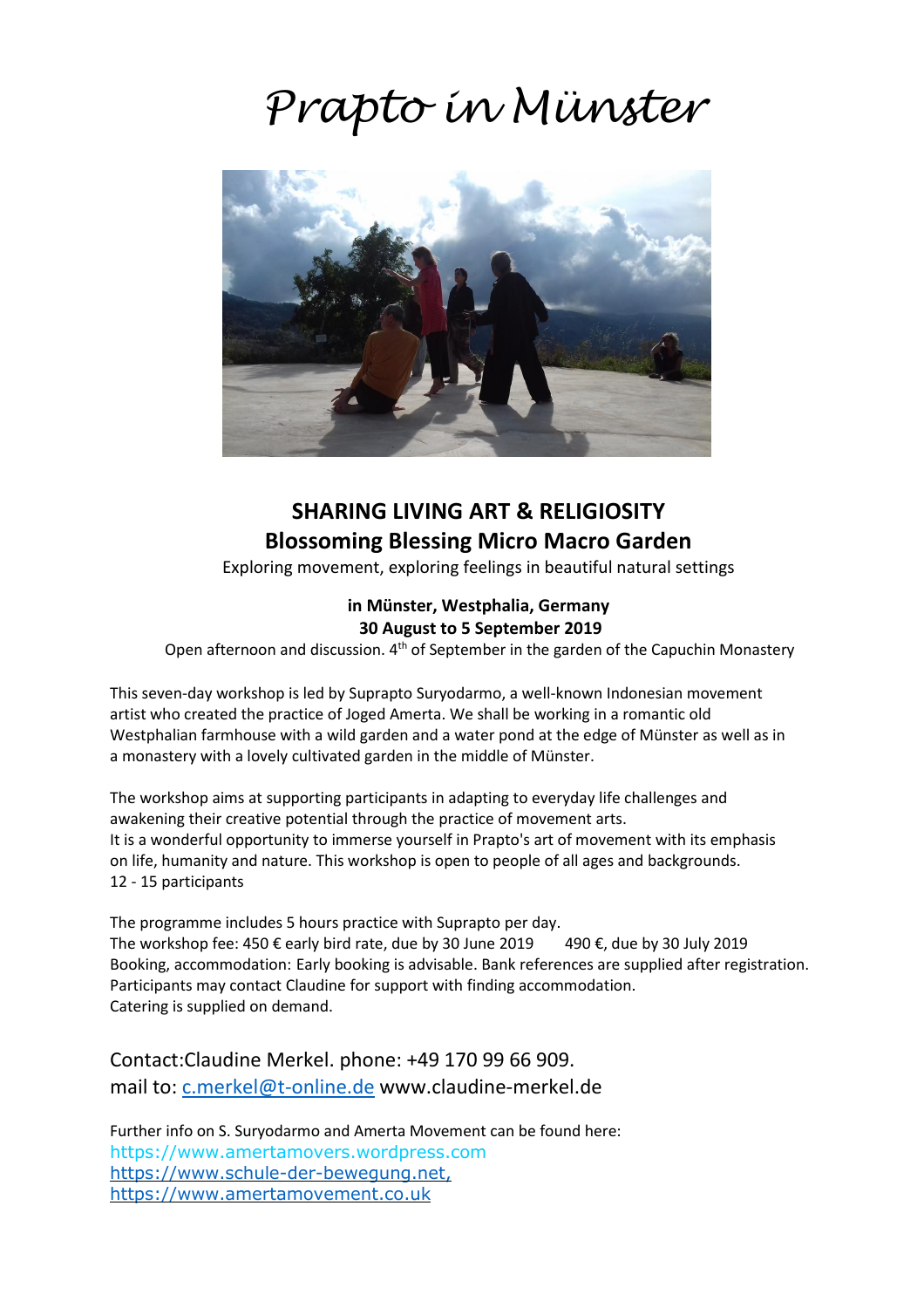# *Prapto in Münster*

## SHARING LIVING ART & RELIGIOSITY

## Blossoming Blessing Micro Macro Garden

Exploring movement, exploring feelings in beautiful natural settings

**in Münster, Westphalia, Germany**
**30 August to 5 September 2019**

Open afternoon and discussion. 4th of September in the garden of the Capuchin Monastery

This seven-day workshop is led by Suprapto Suryodarmo, a well-known Indonesian movement artist who created the practice of Joged Amerta. We shall be working in a romantic old Westphalian farmhouse with a wild garden and a water pond at the edge of Münster as well as in a monastery with a lovely cultivated garden in the middle of Münster.

The workshop aims at supporting participants in adapting to everyday life challenges and awakening their creative potential through the practice of movement arts.
It is a wonderful opportunity to immerse yourself in Prapto's art of movement with its emphasis on life, humanity and nature. This workshop is open to people of all ages and backgrounds.
12 - 15 participants

The programme includes 5 hours practice with Suprapto per day.
The workshop fee: 450 € early bird rate, due by 30 June 2019     490 €, due by 30 July 2019
Booking, accommodation: Early booking is advisable. Bank references are supplied after registration.
Participants may contact Claudine for support with finding accommodation.
Catering is supplied on demand.

Contact:Claudine Merkel. phone: +49 170 99 66 909.
mail to: c.merkel@t-online.de www.claudine-merkel.de

Further info on S. Suryodarmo and Amerta Movement can be found here:
https://www.amertamovers.wordpress.com
https://www.schule-der-bewegung.net,
https://www.amertamovement.co.uk